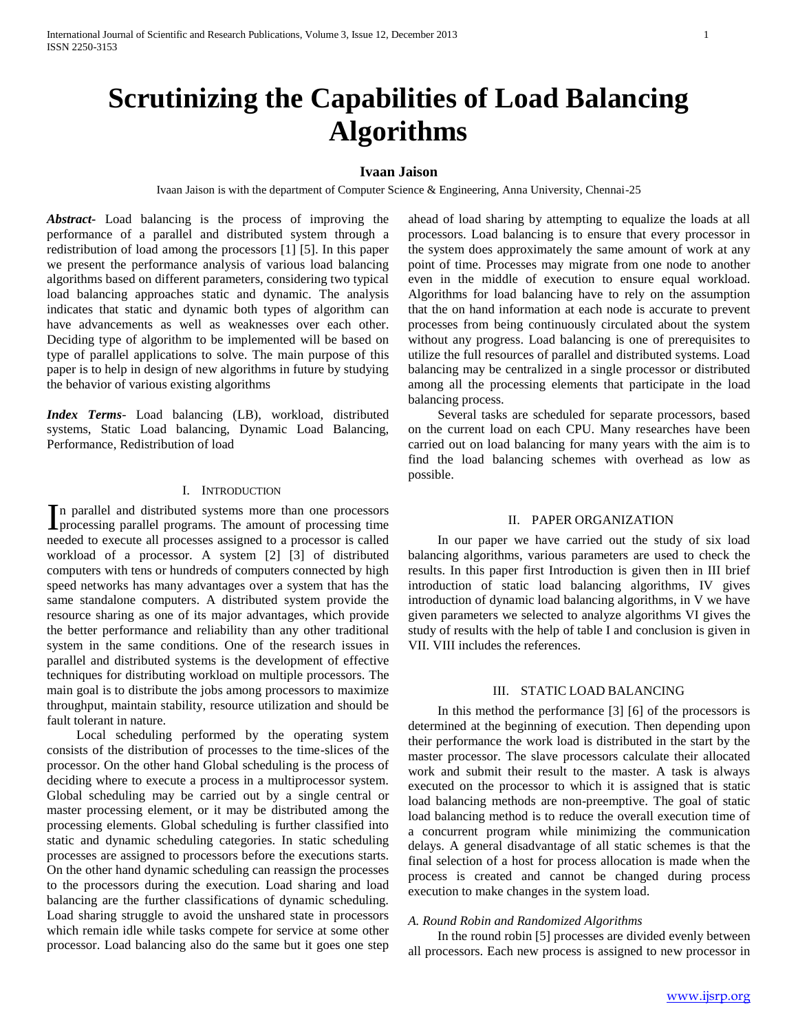# Scrutinizing the Capabilities of Load Balancing Algorithms

**Ivaan Jaison**

Ivaan Jaison is with the department of Computer Science & Engineering, Anna University, Chennai-25

***Abstract*-** Load balancing is the process of improving the performance of a parallel and distributed system through a redistribution of load among the processors [1] [5]. In this paper we present the performance analysis of various load balancing algorithms based on different parameters, considering two typical load balancing approaches static and dynamic. The analysis indicates that static and dynamic both types of algorithm can have advancements as well as weaknesses over each other. Deciding type of algorithm to be implemented will be based on type of parallel applications to solve. The main purpose of this paper is to help in design of new algorithms in future by studying the behavior of various existing algorithms

***Index Terms*-** Load balancing (LB), workload, distributed systems, Static Load balancing, Dynamic Load Balancing, Performance, Redistribution of load

## I. Introduction

In parallel and distributed systems more than one processors processing parallel programs. The amount of processing time needed to execute all processes assigned to a processor is called workload of a processor. A system [2] [3] of distributed computers with tens or hundreds of computers connected by high speed networks has many advantages over a system that has the same standalone computers. A distributed system provide the resource sharing as one of its major advantages, which provide the better performance and reliability than any other traditional system in the same conditions. One of the research issues in parallel and distributed systems is the development of effective techniques for distributing workload on multiple processors. The main goal is to distribute the jobs among processors to maximize throughput, maintain stability, resource utilization and should be fault tolerant in nature.

Local scheduling performed by the operating system consists of the distribution of processes to the time-slices of the processor. On the other hand Global scheduling is the process of deciding where to execute a process in a multiprocessor system. Global scheduling may be carried out by a single central or master processing element, or it may be distributed among the processing elements. Global scheduling is further classified into static and dynamic scheduling categories. In static scheduling processes are assigned to processors before the executions starts. On the other hand dynamic scheduling can reassign the processes to the processors during the execution. Load sharing and load balancing are the further classifications of dynamic scheduling. Load sharing struggle to avoid the unshared state in processors which remain idle while tasks compete for service at some other processor. Load balancing also do the same but it goes one step ahead of load sharing by attempting to equalize the loads at all processors. Load balancing is to ensure that every processor in the system does approximately the same amount of work at any point of time. Processes may migrate from one node to another even in the middle of execution to ensure equal workload. Algorithms for load balancing have to rely on the assumption that the on hand information at each node is accurate to prevent processes from being continuously circulated about the system without any progress. Load balancing is one of prerequisites to utilize the full resources of parallel and distributed systems. Load balancing may be centralized in a single processor or distributed among all the processing elements that participate in the load balancing process.

Several tasks are scheduled for separate processors, based on the current load on each CPU. Many researches have been carried out on load balancing for many years with the aim is to find the load balancing schemes with overhead as low as possible.

## II. Paper Organization

In our paper we have carried out the study of six load balancing algorithms, various parameters are used to check the results. In this paper first Introduction is given then in III brief introduction of static load balancing algorithms, IV gives introduction of dynamic load balancing algorithms, in V we have given parameters we selected to analyze algorithms VI gives the study of results with the help of table I and conclusion is given in VII. VIII includes the references.

## III. Static Load Balancing

In this method the performance [3] [6] of the processors is determined at the beginning of execution. Then depending upon their performance the work load is distributed in the start by the master processor. The slave processors calculate their allocated work and submit their result to the master. A task is always executed on the processor to which it is assigned that is static load balancing methods are non-preemptive. The goal of static load balancing method is to reduce the overall execution time of a concurrent program while minimizing the communication delays. A general disadvantage of all static schemes is that the final selection of a host for process allocation is made when the process is created and cannot be changed during process execution to make changes in the system load.

### *A. Round Robin and Randomized Algorithms*

In the round robin [5] processes are divided evenly between all processors. Each new process is assigned to new processor in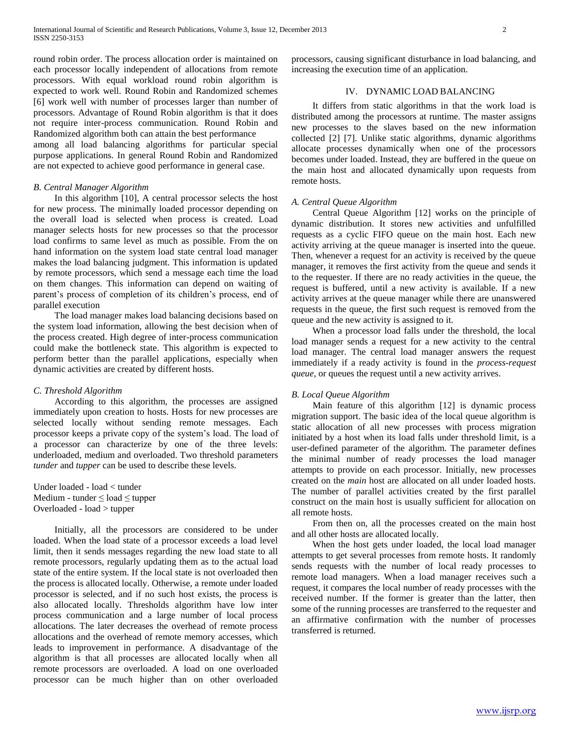round robin order. The process allocation order is maintained on each processor locally independent of allocations from remote processors. With equal workload round robin algorithm is expected to work well. Round Robin and Randomized schemes [6] work well with number of processes larger than number of processors. Advantage of Round Robin algorithm is that it does not require inter-process communication. Round Robin and Randomized algorithm both can attain the best performance among all load balancing algorithms for particular special purpose applications. In general Round Robin and Randomized are not expected to achieve good performance in general case.

### *B. Central Manager Algorithm*

In this algorithm [10], A central processor selects the host for new process. The minimally loaded processor depending on the overall load is selected when process is created. Load manager selects hosts for new processes so that the processor load confirms to same level as much as possible. From the on hand information on the system load state central load manager makes the load balancing judgment. This information is updated by remote processors, which send a message each time the load on them changes. This information can depend on waiting of parent's process of completion of its children's process, end of parallel execution

The load manager makes load balancing decisions based on the system load information, allowing the best decision when of the process created. High degree of inter-process communication could make the bottleneck state. This algorithm is expected to perform better than the parallel applications, especially when dynamic activities are created by different hosts.

### *C. Threshold Algorithm*

According to this algorithm, the processes are assigned immediately upon creation to hosts. Hosts for new processes are selected locally without sending remote messages. Each processor keeps a private copy of the system's load. The load of a processor can characterize by one of the three levels: underloaded, medium and overloaded. Two threshold parameters *tunder* and *tupper* can be used to describe these levels.

Under loaded - load < tunder
Medium - tunder ≤ load ≤ tupper
Overloaded - load > tupper

Initially, all the processors are considered to be under loaded. When the load state of a processor exceeds a load level limit, then it sends messages regarding the new load state to all remote processors, regularly updating them as to the actual load state of the entire system. If the local state is not overloaded then the process is allocated locally. Otherwise, a remote under loaded processor is selected, and if no such host exists, the process is also allocated locally. Thresholds algorithm have low inter process communication and a large number of local process allocations. The later decreases the overhead of remote process allocations and the overhead of remote memory accesses, which leads to improvement in performance. A disadvantage of the algorithm is that all processes are allocated locally when all remote processors are overloaded. A load on one overloaded processor can be much higher than on other overloaded processors, causing significant disturbance in load balancing, and increasing the execution time of an application.

## IV. DYNAMIC LOAD BALANCING

It differs from static algorithms in that the work load is distributed among the processors at runtime. The master assigns new processes to the slaves based on the new information collected [2] [7]. Unlike static algorithms, dynamic algorithms allocate processes dynamically when one of the processors becomes under loaded. Instead, they are buffered in the queue on the main host and allocated dynamically upon requests from remote hosts.

### *A. Central Queue Algorithm*

Central Queue Algorithm [12] works on the principle of dynamic distribution. It stores new activities and unfulfilled requests as a cyclic FIFO queue on the main host. Each new activity arriving at the queue manager is inserted into the queue. Then, whenever a request for an activity is received by the queue manager, it removes the first activity from the queue and sends it to the requester. If there are no ready activities in the queue, the request is buffered, until a new activity is available. If a new activity arrives at the queue manager while there are unanswered requests in the queue, the first such request is removed from the queue and the new activity is assigned to it.

When a processor load falls under the threshold, the local load manager sends a request for a new activity to the central load manager. The central load manager answers the request immediately if a ready activity is found in the *process-request queue*, or queues the request until a new activity arrives.

### *B. Local Queue Algorithm*

Main feature of this algorithm [12] is dynamic process migration support. The basic idea of the local queue algorithm is static allocation of all new processes with process migration initiated by a host when its load falls under threshold limit, is a user-defined parameter of the algorithm. The parameter defines the minimal number of ready processes the load manager attempts to provide on each processor. Initially, new processes created on the *main* host are allocated on all under loaded hosts. The number of parallel activities created by the first parallel construct on the main host is usually sufficient for allocation on all remote hosts.

From then on, all the processes created on the main host and all other hosts are allocated locally.

When the host gets under loaded, the local load manager attempts to get several processes from remote hosts. It randomly sends requests with the number of local ready processes to remote load managers. When a load manager receives such a request, it compares the local number of ready processes with the received number. If the former is greater than the latter, then some of the running processes are transferred to the requester and an affirmative confirmation with the number of processes transferred is returned.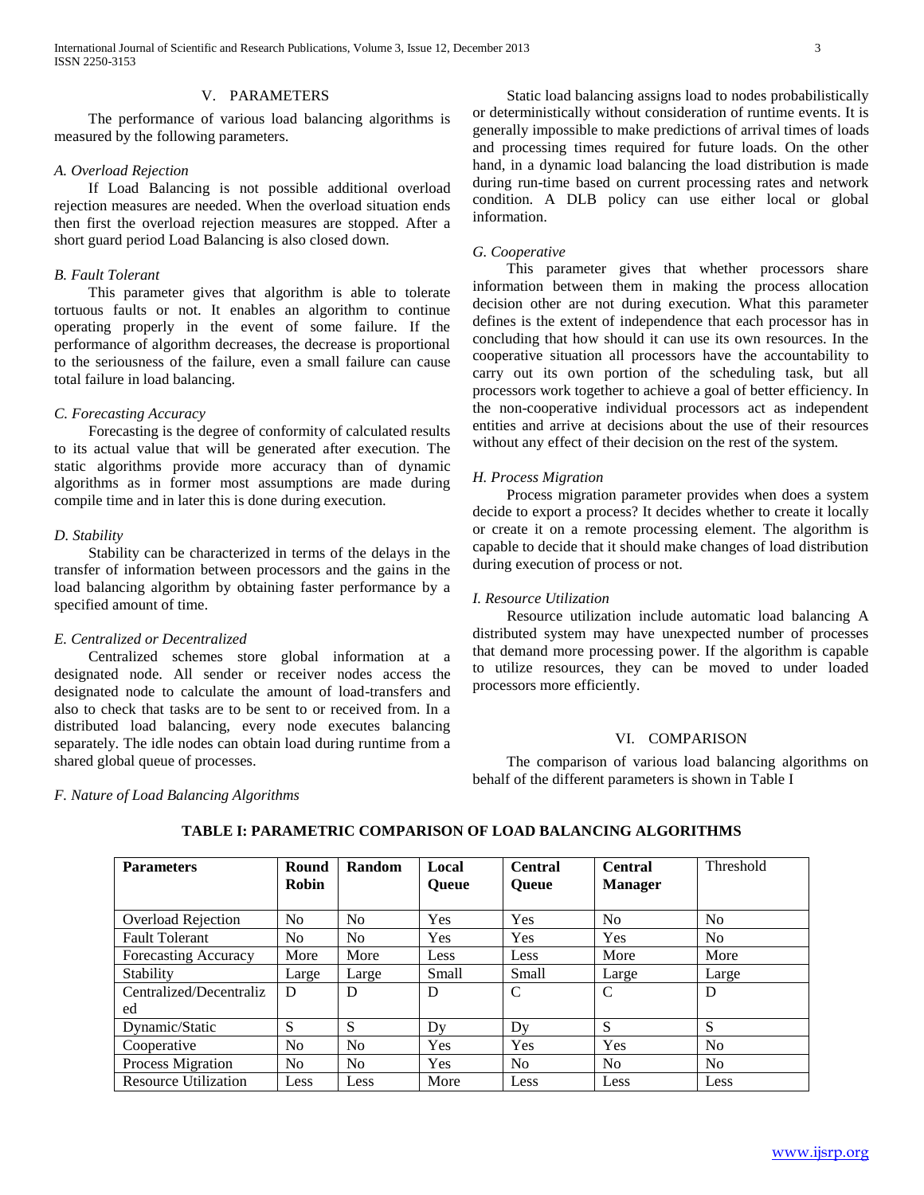## V. PARAMETERS

The performance of various load balancing algorithms is measured by the following parameters.

### *A. Overload Rejection*

If Load Balancing is not possible additional overload rejection measures are needed. When the overload situation ends then first the overload rejection measures are stopped. After a short guard period Load Balancing is also closed down.

### *B. Fault Tolerant*

This parameter gives that algorithm is able to tolerate tortuous faults or not. It enables an algorithm to continue operating properly in the event of some failure. If the performance of algorithm decreases, the decrease is proportional to the seriousness of the failure, even a small failure can cause total failure in load balancing.

### *C. Forecasting Accuracy*

Forecasting is the degree of conformity of calculated results to its actual value that will be generated after execution. The static algorithms provide more accuracy than of dynamic algorithms as in former most assumptions are made during compile time and in later this is done during execution.

### *D. Stability*

Stability can be characterized in terms of the delays in the transfer of information between processors and the gains in the load balancing algorithm by obtaining faster performance by a specified amount of time.

### *E. Centralized or Decentralized*

Centralized schemes store global information at a designated node. All sender or receiver nodes access the designated node to calculate the amount of load-transfers and also to check that tasks are to be sent to or received from. In a distributed load balancing, every node executes balancing separately. The idle nodes can obtain load during runtime from a shared global queue of processes.

### *F. Nature of Load Balancing Algorithms*

Static load balancing assigns load to nodes probabilistically or deterministically without consideration of runtime events. It is generally impossible to make predictions of arrival times of loads and processing times required for future loads. On the other hand, in a dynamic load balancing the load distribution is made during run-time based on current processing rates and network condition. A DLB policy can use either local or global information.

### *G. Cooperative*

This parameter gives that whether processors share information between them in making the process allocation decision other are not during execution. What this parameter defines is the extent of independence that each processor has in concluding that how should it can use its own resources. In the cooperative situation all processors have the accountability to carry out its own portion of the scheduling task, but all processors work together to achieve a goal of better efficiency. In the non-cooperative individual processors act as independent entities and arrive at decisions about the use of their resources without any effect of their decision on the rest of the system.

### *H. Process Migration*

Process migration parameter provides when does a system decide to export a process? It decides whether to create it locally or create it on a remote processing element. The algorithm is capable to decide that it should make changes of load distribution during execution of process or not.

### *I. Resource Utilization*

Resource utilization include automatic load balancing A distributed system may have unexpected number of processes that demand more processing power. If the algorithm is capable to utilize resources, they can be moved to under loaded processors more efficiently.

## VI. COMPARISON

The comparison of various load balancing algorithms on behalf of the different parameters is shown in Table I

**TABLE I: PARAMETRIC COMPARISON OF LOAD BALANCING ALGORITHMS**

| **Parameters** | **Round Robin** | **Random** | **Local Queue** | **Central Queue** | **Central Manager** | Threshold |
|---|---|---|---|---|---|---|
| Overload Rejection | No | No | Yes | Yes | No | No |
| Fault Tolerant | No | No | Yes | Yes | Yes | No |
| Forecasting Accuracy | More | More | Less | Less | More | More |
| Stability | Large | Large | Small | Small | Large | Large |
| Centralized/Decentralized | D | D | D | C | C | D |
| Dynamic/Static | S | S | Dy | Dy | S | S |
| Cooperative | No | No | Yes | Yes | Yes | No |
| Process Migration | No | No | Yes | No | No | No |
| Resource Utilization | Less | Less | More | Less | Less | Less |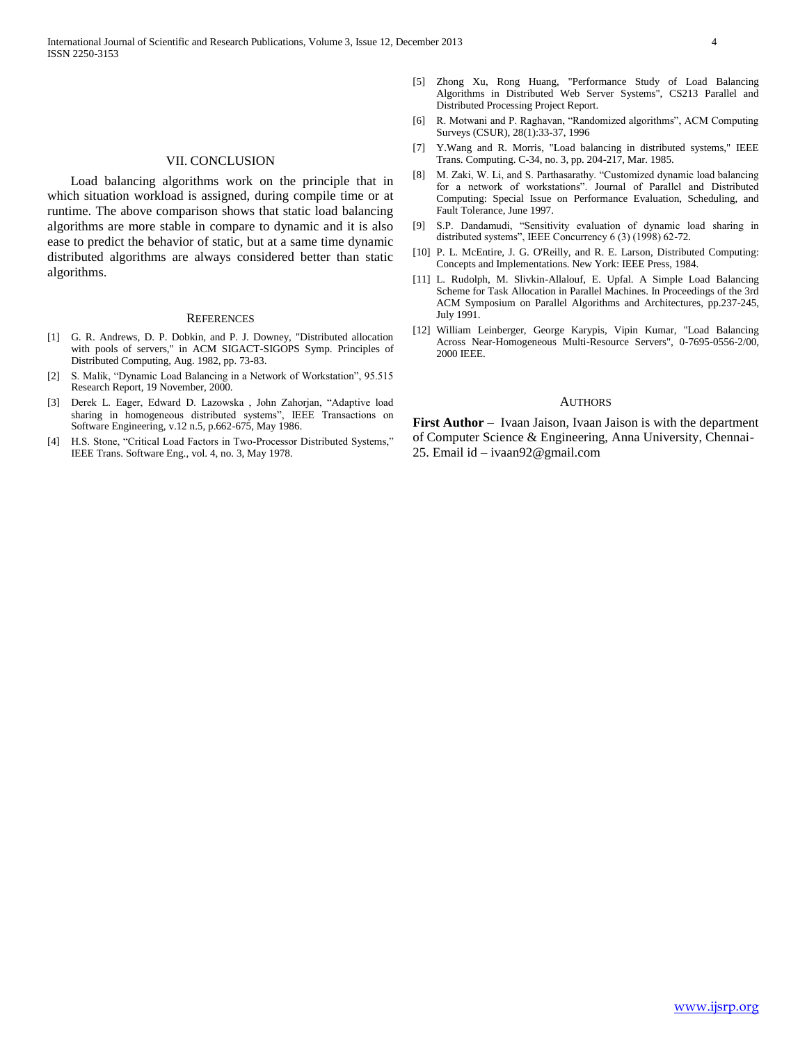## VII. CONCLUSION

Load balancing algorithms work on the principle that in which situation workload is assigned, during compile time or at runtime. The above comparison shows that static load balancing algorithms are more stable in compare to dynamic and it is also ease to predict the behavior of static, but at a same time dynamic distributed algorithms are always considered better than static algorithms.

## REFERENCES

[1] G. R. Andrews, D. P. Dobkin, and P. J. Downey, "Distributed allocation with pools of servers," in ACM SIGACT-SIGOPS Symp. Principles of Distributed Computing, Aug. 1982, pp. 73-83.

[2] S. Malik, "Dynamic Load Balancing in a Network of Workstation", 95.515 Research Report, 19 November, 2000.

[3] Derek L. Eager, Edward D. Lazowska , John Zahorjan, "Adaptive load sharing in homogeneous distributed systems", IEEE Transactions on Software Engineering, v.12 n.5, p.662-675, May 1986.

[4] H.S. Stone, "Critical Load Factors in Two-Processor Distributed Systems," IEEE Trans. Software Eng., vol. 4, no. 3, May 1978.

[5] Zhong Xu, Rong Huang, "Performance Study of Load Balancing Algorithms in Distributed Web Server Systems", CS213 Parallel and Distributed Processing Project Report.

[6] R. Motwani and P. Raghavan, "Randomized algorithms", ACM Computing Surveys (CSUR), 28(1):33-37, 1996

[7] Y.Wang and R. Morris, "Load balancing in distributed systems," IEEE Trans. Computing. C-34, no. 3, pp. 204-217, Mar. 1985.

[8] M. Zaki, W. Li, and S. Parthasarathy. "Customized dynamic load balancing for a network of workstations". Journal of Parallel and Distributed Computing: Special Issue on Performance Evaluation, Scheduling, and Fault Tolerance, June 1997.

[9] S.P. Dandamudi, "Sensitivity evaluation of dynamic load sharing in distributed systems", IEEE Concurrency 6 (3) (1998) 62-72.

[10] P. L. McEntire, J. G. O'Reilly, and R. E. Larson, Distributed Computing: Concepts and Implementations. New York: IEEE Press, 1984.

[11] L. Rudolph, M. Slivkin-Allalouf, E. Upfal. A Simple Load Balancing Scheme for Task Allocation in Parallel Machines. In Proceedings of the 3rd ACM Symposium on Parallel Algorithms and Architectures, pp.237-245, July 1991.

[12] William Leinberger, George Karypis, Vipin Kumar, "Load Balancing Across Near-Homogeneous Multi-Resource Servers", 0-7695-0556-2/00, 2000 IEEE.

## AUTHORS

**First Author** – Ivaan Jaison, Ivaan Jaison is with the department of Computer Science & Engineering, Anna University, Chennai-25. Email id – ivaan92@gmail.com